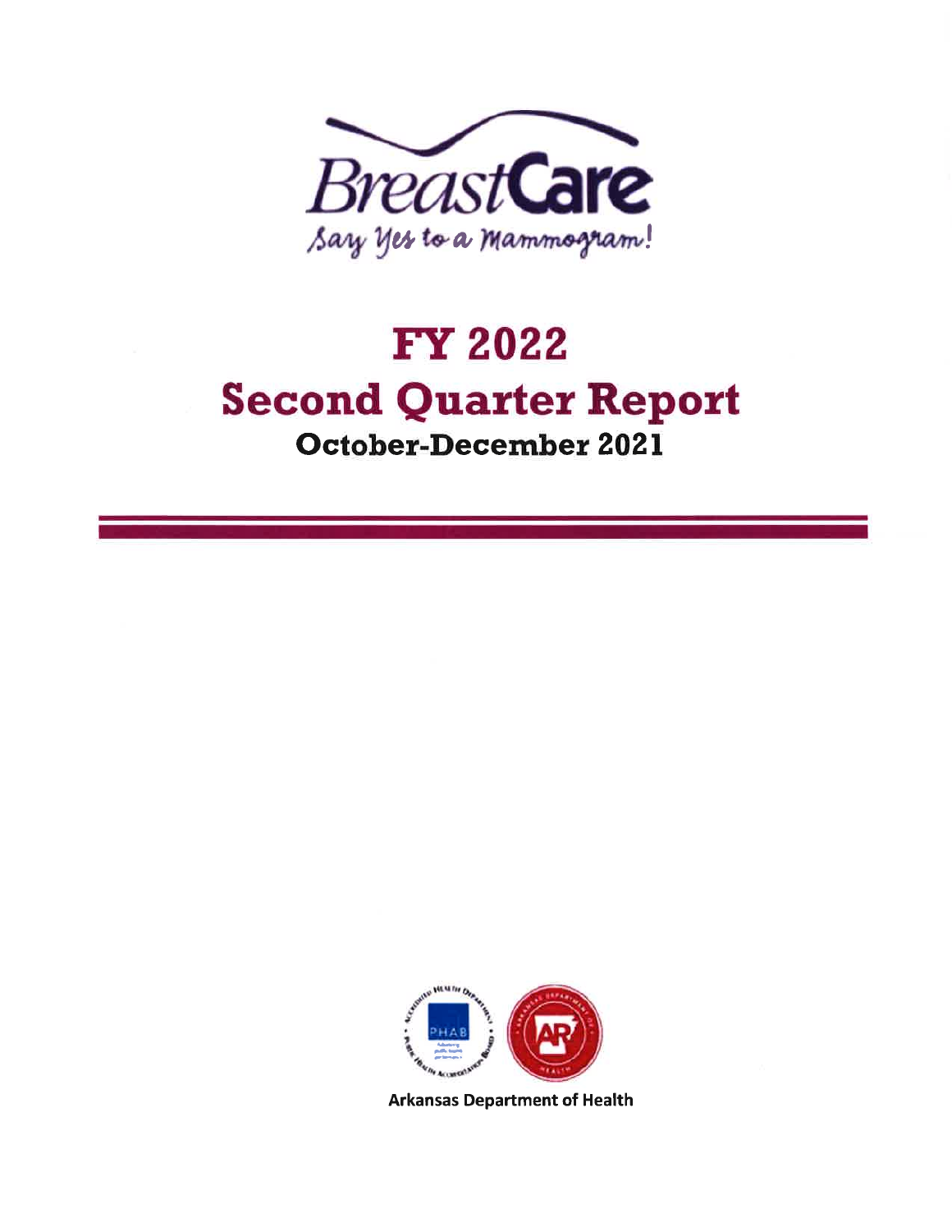BreastCare

*Say Yes to a Mammogram!*

# FY 2022

# Second Quarter Report

## October-December 2021

Arkansas Department of Health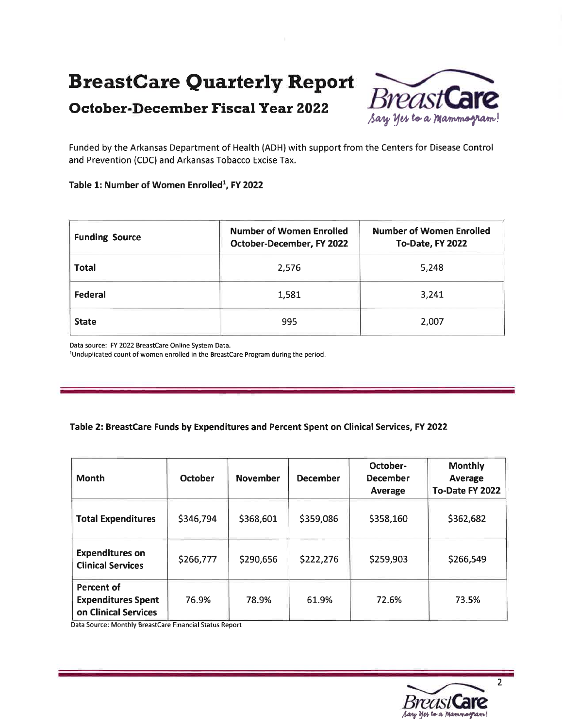# BreastCare Quarterly Report

## October-December Fiscal Year 2022

Funded by the Arkansas Department of Health (ADH) with support from the Centers for Disease Control and Prevention (CDC) and Arkansas Tobacco Excise Tax.

**Table 1: Number of Women Enrolled[1], FY 2022**

| Funding Source | Number of Women Enrolled October-December, FY 2022 | Number of Women Enrolled To-Date, FY 2022 |
|---|---|---|
| **Total** | 2,576 | 5,248 |
| **Federal** | 1,581 | 3,241 |
| **State** | 995 | 2,007 |

Data source: FY 2022 BreastCare Online System Data.
[1]Unduplicated count of women enrolled in the BreastCare Program during the period.

**Table 2: BreastCare Funds by Expenditures and Percent Spent on Clinical Services, FY 2022**

| Month | October | November | December | October-December Average | Monthly Average To-Date FY 2022 |
|---|---|---|---|---|---|
| **Total Expenditures** | $346,794 | $368,601 | $359,086 | $358,160 | $362,682 |
| **Expenditures on Clinical Services** | $266,777 | $290,656 | $222,276 | $259,903 | $266,549 |
| **Percent of Expenditures Spent on Clinical Services** | 76.9% | 78.9% | 61.9% | 72.6% | 73.5% |

Data Source: Monthly BreastCare Financial Status Report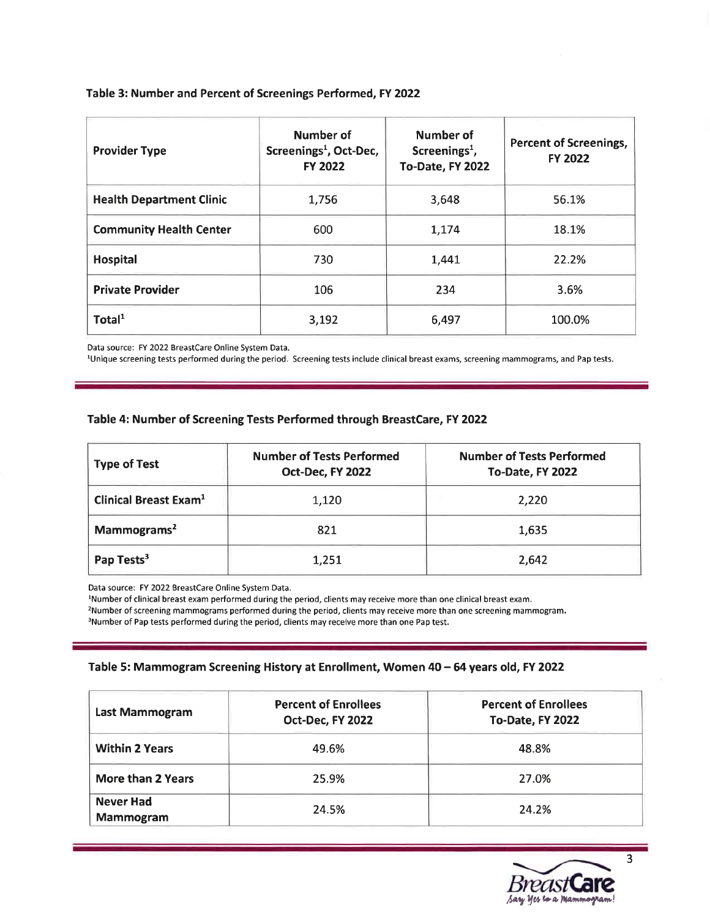### Table 3: Number and Percent of Screenings Performed, FY 2022

| Provider Type | Number of Screenings[1], Oct-Dec, FY 2022 | Number of Screenings[1], To-Date, FY 2022 | Percent of Screenings, FY 2022 |
|---|---|---|---|
| **Health Department Clinic** | 1,756 | 3,648 | 56.1% |
| **Community Health Center** | 600 | 1,174 | 18.1% |
| **Hospital** | 730 | 1,441 | 22.2% |
| **Private Provider** | 106 | 234 | 3.6% |
| **Total[1]** | 3,192 | 6,497 | 100.0% |

Data source: FY 2022 BreastCare Online System Data.
[1]Unique screening tests performed during the period. Screening tests include clinical breast exams, screening mammograms, and Pap tests.

### Table 4: Number of Screening Tests Performed through BreastCare, FY 2022

| Type of Test | Number of Tests Performed Oct-Dec, FY 2022 | Number of Tests Performed To-Date, FY 2022 |
|---|---|---|
| **Clinical Breast Exam[1]** | 1,120 | 2,220 |
| **Mammograms[2]** | 821 | 1,635 |
| **Pap Tests[3]** | 1,251 | 2,642 |

Data source: FY 2022 BreastCare Online System Data.
[1]Number of clinical breast exam performed during the period, clients may receive more than one clinical breast exam.
[2]Number of screening mammograms performed during the period, clients may receive more than one screening mammogram.
[3]Number of Pap tests performed during the period, clients may receive more than one Pap test.

### Table 5: Mammogram Screening History at Enrollment, Women 40 – 64 years old, FY 2022

| Last Mammogram | Percent of Enrollees Oct-Dec, FY 2022 | Percent of Enrollees To-Date, FY 2022 |
|---|---|---|
| **Within 2 Years** | 49.6% | 48.8% |
| **More than 2 Years** | 25.9% | 27.0% |
| **Never Had Mammogram** | 24.5% | 24.2% |

BreastCare
*Say Yes to a Mammogram!*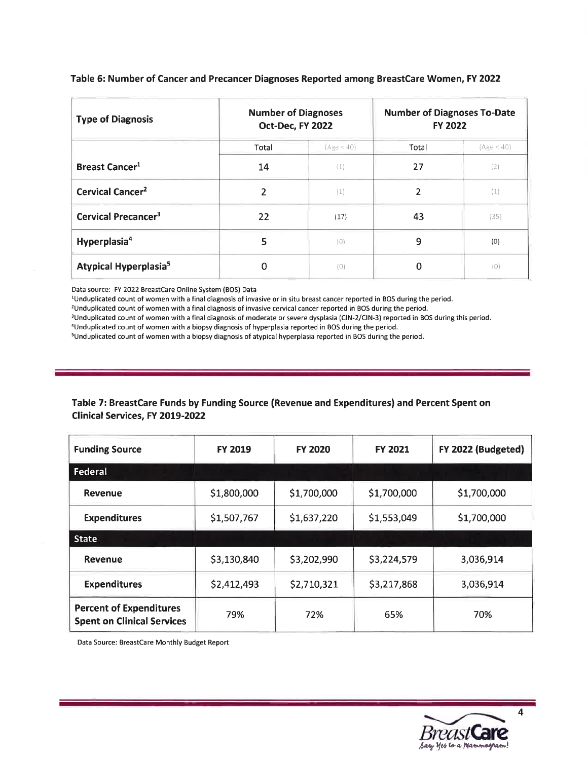**Table 6: Number of Cancer and Precancer Diagnoses Reported among BreastCare Women, FY 2022**

| Type of Diagnosis | Number of Diagnoses Oct-Dec, FY 2022 | | Number of Diagnoses To-Date FY 2022 | |
|---|---|---|---|---|
| | Total | (Age < 40) | Total | (Age < 40) |
| **Breast Cancer**[1] | 14 | (1) | 27 | (2) |
| **Cervical Cancer**[2] | 2 | (1) | 2 | (1) |
| **Cervical Precancer**[3] | 22 | (17) | 43 | (35) |
| **Hyperplasia**[4] | 5 | (0) | 9 | (0) |
| **Atypical Hyperplasia**[5] | 0 | (0) | 0 | (0) |

Data source: FY 2022 BreastCare Online System (BOS) Data

[1]Unduplicated count of women with a final diagnosis of invasive or in situ breast cancer reported in BOS during the period.
[2]Unduplicated count of women with a final diagnosis of invasive cervical cancer reported in BOS during the period.
[3]Unduplicated count of women with a final diagnosis of moderate or severe dysplasia (CIN-2/CIN-3) reported in BOS during this period.
[4]Unduplicated count of women with a biopsy diagnosis of hyperplasia reported in BOS during the period.
[5]Unduplicated count of women with a biopsy diagnosis of atypical hyperplasia reported in BOS during the period.

**Table 7: BreastCare Funds by Funding Source (Revenue and Expenditures) and Percent Spent on Clinical Services, FY 2019-2022**

| Funding Source | FY 2019 | FY 2020 | FY 2021 | FY 2022 (Budgeted) |
|---|---|---|---|---|
| **Federal** | | | | |
| **Revenue** | $1,800,000 | $1,700,000 | $1,700,000 | $1,700,000 |
| **Expenditures** | $1,507,767 | $1,637,220 | $1,553,049 | $1,700,000 |
| **State** | | | | |
| **Revenue** | $3,130,840 | $3,202,990 | $3,224,579 | 3,036,914 |
| **Expenditures** | $2,412,493 | $2,710,321 | $3,217,868 | 3,036,914 |
| **Percent of Expenditures Spent on Clinical Services** | 79% | 72% | 65% | 70% |

Data Source: BreastCare Monthly Budget Report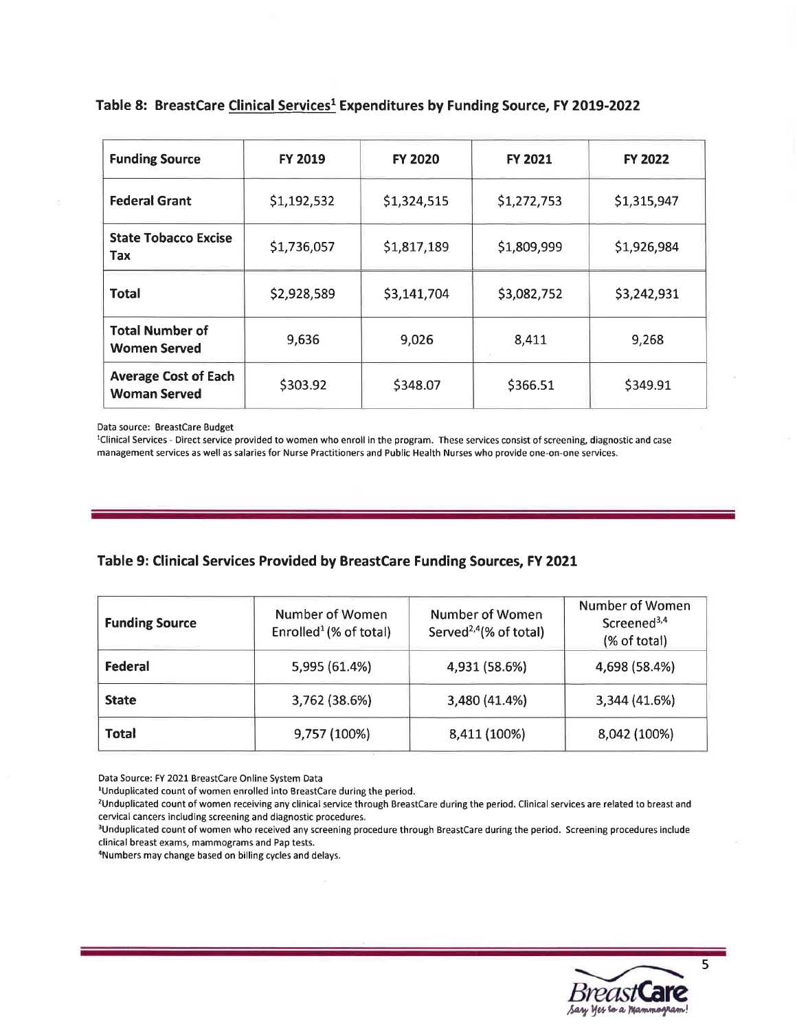### Table 8: BreastCare Clinical Services[1] Expenditures by Funding Source, FY 2019-2022

| Funding Source | FY 2019 | FY 2020 | FY 2021 | FY 2022 |
|---|---|---|---|---|
| **Federal Grant** | $1,192,532 | $1,324,515 | $1,272,753 | $1,315,947 |
| **State Tobacco Excise Tax** | $1,736,057 | $1,817,189 | $1,809,999 | $1,926,984 |
| **Total** | $2,928,589 | $3,141,704 | $3,082,752 | $3,242,931 |
| **Total Number of Women Served** | 9,636 | 9,026 | 8,411 | 9,268 |
| **Average Cost of Each Woman Served** | $303.92 | $348.07 | $366.51 | $349.91 |

Data source: BreastCare Budget

[1]Clinical Services - Direct service provided to women who enroll in the program. These services consist of screening, diagnostic and case management services as well as salaries for Nurse Practitioners and Public Health Nurses who provide one-on-one services.

### Table 9: Clinical Services Provided by BreastCare Funding Sources, FY 2021

| Funding Source | Number of Women Enrolled[1] (% of total) | Number of Women Served[2,4] (% of total) | Number of Women Screened[3,4] (% of total) |
|---|---|---|---|
| **Federal** | 5,995 (61.4%) | 4,931 (58.6%) | 4,698 (58.4%) |
| **State** | 3,762 (38.6%) | 3,480 (41.4%) | 3,344 (41.6%) |
| **Total** | 9,757 (100%) | 8,411 (100%) | 8,042 (100%) |

Data Source: FY 2021 BreastCare Online System Data

[1]Unduplicated count of women enrolled into BreastCare during the period.

[2]Unduplicated count of women receiving any clinical service through BreastCare during the period. Clinical services are related to breast and cervical cancers including screening and diagnostic procedures.

[3]Unduplicated count of women who received any screening procedure through BreastCare during the period. Screening procedures include clinical breast exams, mammograms and Pap tests.

[4]Numbers may change based on billing cycles and delays.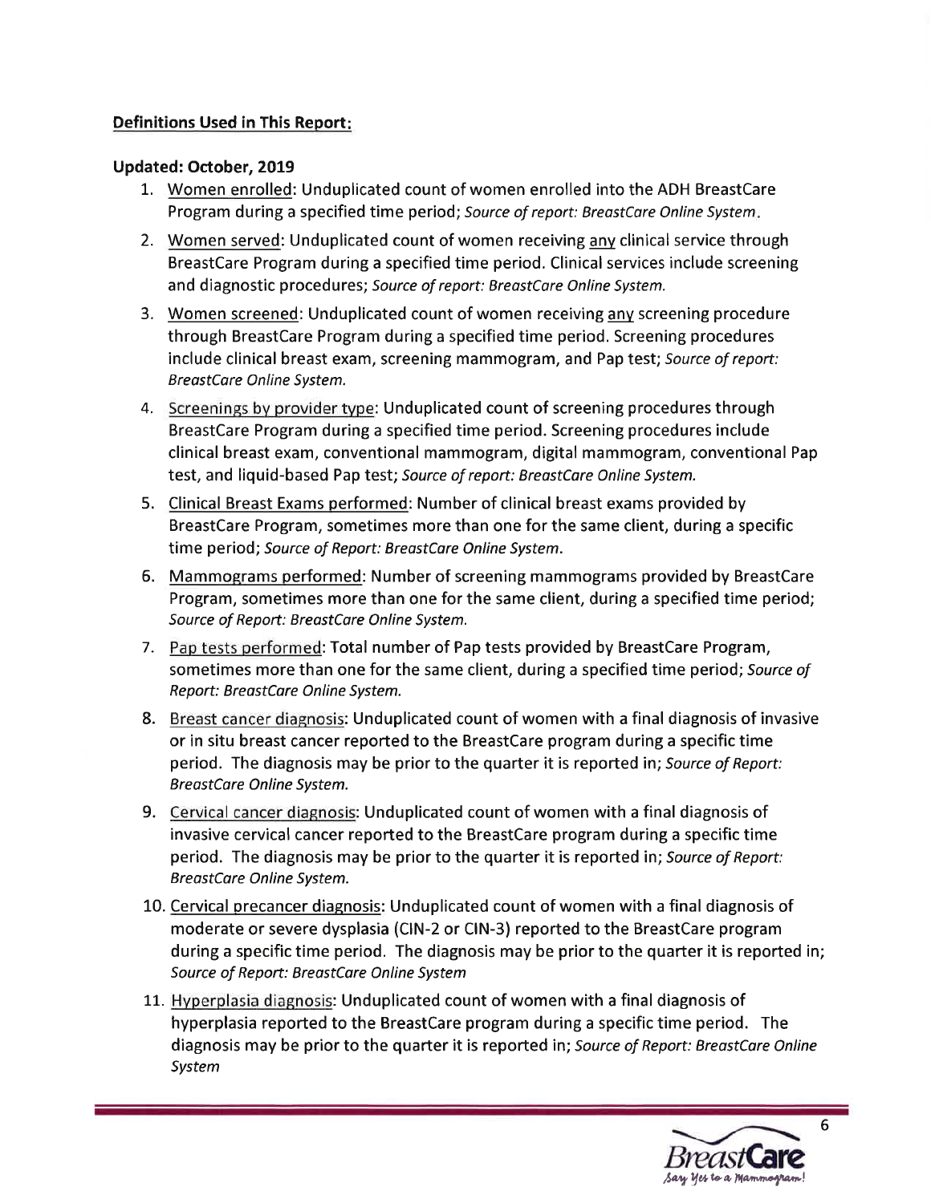**Definitions Used in This Report:**

**Updated: October, 2019**

1. Women enrolled: Unduplicated count of women enrolled into the ADH BreastCare Program during a specified time period; *Source of report: BreastCare Online System.*
2. Women served: Unduplicated count of women receiving any clinical service through BreastCare Program during a specified time period. Clinical services include screening and diagnostic procedures; *Source of report: BreastCare Online System.*
3. Women screened: Unduplicated count of women receiving any screening procedure through BreastCare Program during a specified time period. Screening procedures include clinical breast exam, screening mammogram, and Pap test; *Source of report: BreastCare Online System.*
4. Screenings by provider type: Unduplicated count of screening procedures through BreastCare Program during a specified time period. Screening procedures include clinical breast exam, conventional mammogram, digital mammogram, conventional Pap test, and liquid-based Pap test; *Source of report: BreastCare Online System.*
5. Clinical Breast Exams performed: Number of clinical breast exams provided by BreastCare Program, sometimes more than one for the same client, during a specific time period; *Source of Report: BreastCare Online System.*
6. Mammograms performed: Number of screening mammograms provided by BreastCare Program, sometimes more than one for the same client, during a specified time period; *Source of Report: BreastCare Online System.*
7. Pap tests performed: Total number of Pap tests provided by BreastCare Program, sometimes more than one for the same client, during a specified time period; *Source of Report: BreastCare Online System.*
8. Breast cancer diagnosis: Unduplicated count of women with a final diagnosis of invasive or in situ breast cancer reported to the BreastCare program during a specific time period. The diagnosis may be prior to the quarter it is reported in; *Source of Report: BreastCare Online System.*
9. Cervical cancer diagnosis: Unduplicated count of women with a final diagnosis of invasive cervical cancer reported to the BreastCare program during a specific time period. The diagnosis may be prior to the quarter it is reported in; *Source of Report: BreastCare Online System.*
10. Cervical precancer diagnosis: Unduplicated count of women with a final diagnosis of moderate or severe dysplasia (CIN-2 or CIN-3) reported to the BreastCare program during a specific time period. The diagnosis may be prior to the quarter it is reported in; *Source of Report: BreastCare Online System*
11. Hyperplasia diagnosis: Unduplicated count of women with a final diagnosis of hyperplasia reported to the BreastCare program during a specific time period. The diagnosis may be prior to the quarter it is reported in; *Source of Report: BreastCare Online System*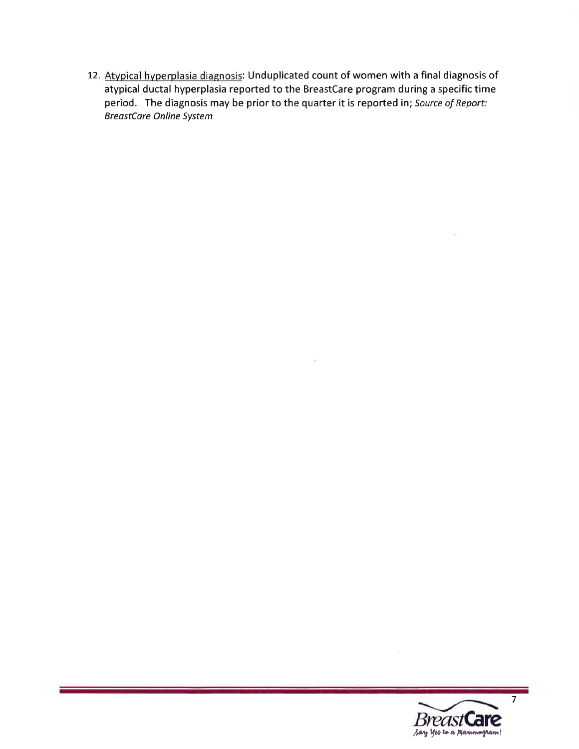12. Atypical hyperplasia diagnosis: Unduplicated count of women with a final diagnosis of atypical ductal hyperplasia reported to the BreastCare program during a specific time period. The diagnosis may be prior to the quarter it is reported in; *Source of Report: BreastCare Online System*